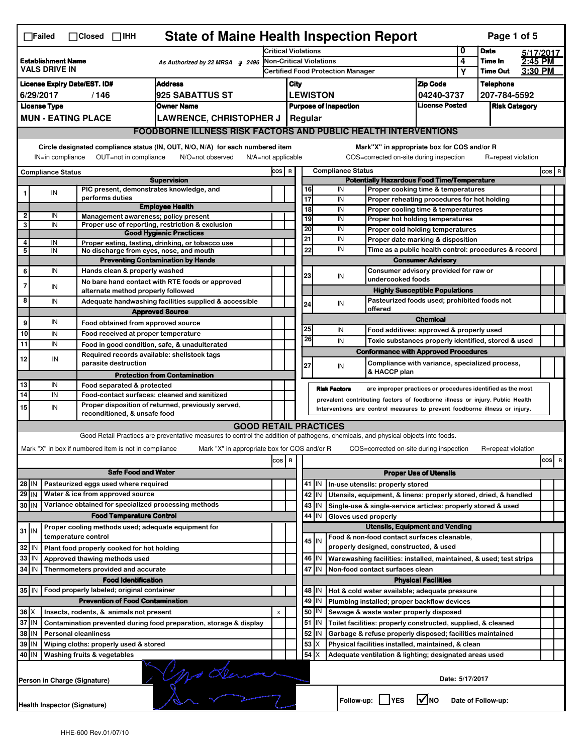☐Failed ☐Closed ☐IHH

# State of Maine Health Inspection Report

| | | |
|---|---|---|
| **Establishment Name** VALS DRIVE IN | As Authorized by 22 MRSA § 2496 | Critical Violations: 0 |
| | | Non-Critical Violations: 4 |
| | | Certified Food Protection Manager: Y |

**Date** 5/17/2017  **Time In** 2:45 PM  **Time Out** 3:30 PM

| License Expiry Date/EST. ID# | Address | City | Zip Code | Telephone |
|---|---|---|---|---|
| 6/29/2017 / 146 | 925 SABATTUS ST | LEWISTON | 04240-3737 | 207-784-5592 |

| License Type | Owner Name | Purpose of Inspection | License Posted | Risk Category |
|---|---|---|---|---|
| MUN - EATING PLACE | LAWRENCE, CHRISTOPHER J | Regular | | |

## FOODBORNE ILLNESS RISK FACTORS AND PUBLIC HEALTH INTERVENTIONS

Circle designated compliance status (IN, OUT, N/O, N/A) for each numbered item. IN=in compliance OUT=not in compliance N/O=not observed N/A=not applicable

Mark "X" in appropriate box for COS and/or R. COS=corrected on-site during inspection R=repeat violation

| # | Compliance Status | Item | COS | R |
|---|---|---|---|---|
| | | **Supervision** | | |
| 1 | IN | PIC present, demonstrates knowledge, and performs duties | | |
| | | **Employee Health** | | |
| 2 | IN | Management awareness; policy present | | |
| 3 | IN | Proper use of reporting, restriction & exclusion | | |
| | | **Good Hygienic Practices** | | |
| 4 | IN | Proper eating, tasting, drinking, or tobacco use | | |
| 5 | IN | No discharge from eyes, nose, and mouth | | |
| | | **Preventing Contamination by Hands** | | |
| 6 | IN | Hands clean & properly washed | | |
| 7 | IN | No bare hand contact with RTE foods or approved alternate method properly followed | | |
| 8 | IN | Adequate handwashing facilities supplied & accessible | | |
| | | **Approved Source** | | |
| 9 | IN | Food obtained from approved source | | |
| 10 | IN | Food received at proper temperature | | |
| 11 | IN | Food in good condition, safe, & unadulterated | | |
| 12 | IN | Required records available: shellstock tags parasite destruction | | |
| | | **Protection from Contamination** | | |
| 13 | IN | Food separated & protected | | |
| 14 | IN | Food-contact surfaces: cleaned and sanitized | | |
| 15 | IN | Proper disposition of returned, previously served, reconditioned, & unsafe food | | |
| | | **Potentially Hazardous Food Time/Temperature** | | |
| 16 | IN | Proper cooking time & temperatures | | |
| 17 | IN | Proper reheating procedures for hot holding | | |
| 18 | IN | Proper cooling time & temperatures | | |
| 19 | IN | Proper hot holding temperatures | | |
| 20 | IN | Proper cold holding temperatures | | |
| 21 | IN | Proper date marking & disposition | | |
| 22 | IN | Time as a public health control: procedures & record | | |
| | | **Consumer Advisory** | | |
| 23 | IN | Consumer advisory provided for raw or undercooked foods | | |
| | | **Highly Susceptible Populations** | | |
| 24 | IN | Pasteurized foods used; prohibited foods not offered | | |
| | | **Chemical** | | |
| 25 | IN | Food additives: approved & properly used | | |
| 26 | IN | Toxic substances properly identified, stored & used | | |
| | | **Conformance with Approved Procedures** | | |
| 27 | IN | Compliance with variance, specialized process, & HACCP plan | | |

**Risk Factors** are improper practices or procedures identified as the most prevalent contributing factors of foodborne illness or injury. Public Health Interventions are control measures to prevent foodborne illness or injury.

## GOOD RETAIL PRACTICES

Good Retail Practices are preventative measures to control the addition of pathogens, chemicals, and physical objects into foods.

Mark "X" in box if numbered item is not in compliance. Mark "X" in appropriate box for COS and/or R. COS=corrected on-site during inspection R=repeat violation

| # | Status | Item | COS | R |
|---|---|---|---|---|
| | | **Safe Food and Water** | | |
| 28 | IN | Pasteurized eggs used where required | | |
| 29 | IN | Water & ice from approved source | | |
| 30 | IN | Variance obtained for specialized processing methods | | |
| | | **Food Temperature Control** | | |
| 31 | IN | Proper cooling methods used; adequate equipment for temperature control | | |
| 32 | IN | Plant food properly cooked for hot holding | | |
| 33 | IN | Approved thawing methods used | | |
| 34 | IN | Thermometers provided and accurate | | |
| | | **Food Identification** | | |
| 35 | IN | Food properly labeled; original container | | |
| | | **Prevention of Food Contamination** | | |
| 36 | X | Insects, rodents, & animals not present | X | |
| 37 | IN | Contamination prevented during food preparation, storage & display | | |
| 38 | IN | Personal cleanliness | | |
| 39 | IN | Wiping cloths: properly used & stored | | |
| 40 | IN | Washing fruits & vegetables | | |
| | | **Proper Use of Utensils** | | |
| 41 | IN | In-use utensils: properly stored | | |
| 42 | IN | Utensils, equipment, & linens: properly stored, dried, & handled | | |
| 43 | IN | Single-use & single-service articles: properly stored & used | | |
| 44 | IN | Gloves used properly | | |
| | | **Utensils, Equipment and Vending** | | |
| 45 | IN | Food & non-food contact surfaces cleanable, properly designed, constructed, & used | | |
| 46 | IN | Warewashing facilities: installed, maintained, & used; test strips | | |
| 47 | IN | Non-food contact surfaces clean | | |
| | | **Physical Facilities** | | |
| 48 | IN | Hot & cold water available; adequate pressure | | |
| 49 | IN | Plumbing installed; proper backflow devices | | |
| 50 | IN | Sewage & waste water properly disposed | | |
| 51 | IN | Toilet facilities: properly constructed, supplied, & cleaned | | |
| 52 | IN | Garbage & refuse properly disposed; facilities maintained | | |
| 53 | X | Physical facilities installed, maintained, & clean | | |
| 54 | X | Adequate ventilation & lighting; designated areas used | | |

Person in Charge (Signature): [signature]  Date: 5/17/2017

Health Inspector (Signature): [signature]  Follow-up: ☐ YES ☑ NO  Date of Follow-up:

HHE-600 Rev.01/07/10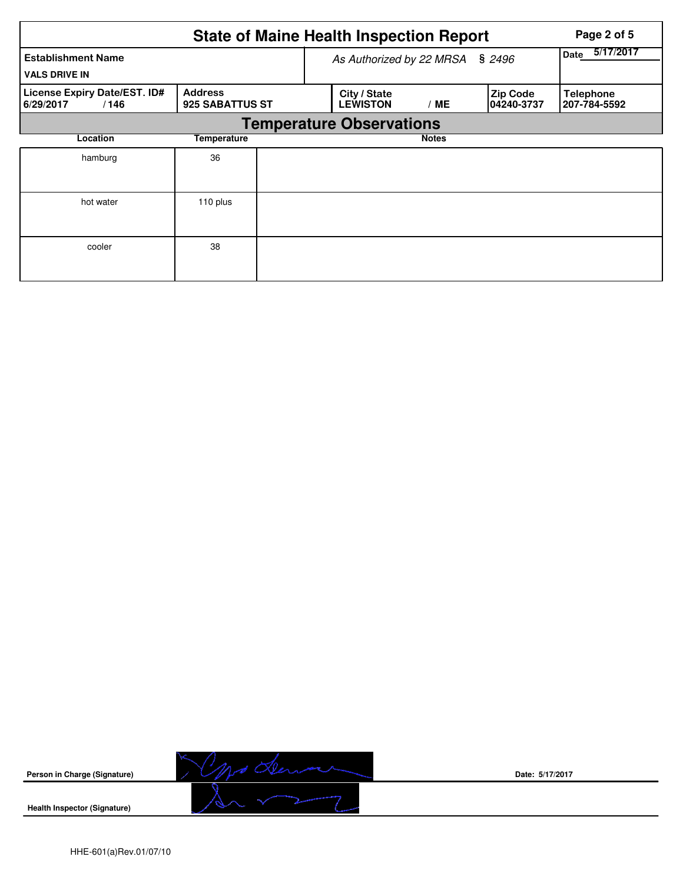# State of Maine Health Inspection Report

| Establishment Name | | As Authorized by 22 MRSA § 2496 | | Date 5/17/2017 |
|---|---|---|---|---|
| VALS DRIVE IN | | | | |
| License Expiry Date/EST. ID# | Address | City / State | Zip Code | Telephone |
| 6/29/2017 / 146 | 925 SABATTUS ST | LEWISTON / ME | 04240-3737 | 207-784-5592 |

## Temperature Observations

| Location | Temperature | Notes |
|---|---|---|
| hamburg | 36 | |
| hot water | 110 plus | |
| cooler | 38 | |

**Person in Charge (Signature)** Date: 5/17/2017

**Health Inspector (Signature)**

HHE-601(a)Rev.01/07/10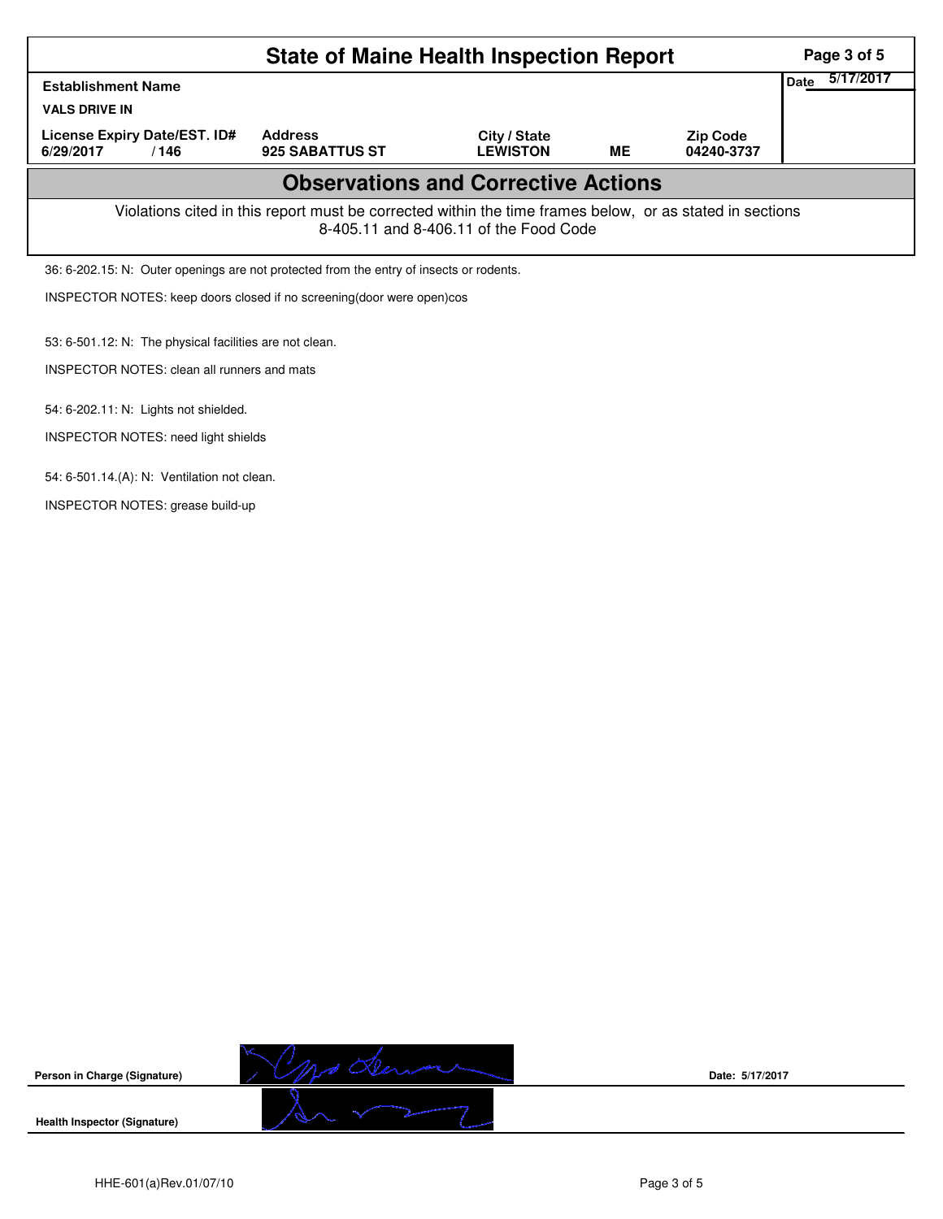# State of Maine Health Inspection Report

| Establishment Name | | | | | Date 5/17/2017 |
|---|---|---|---|---|---|
| VALS DRIVE IN | | | | | |
| License Expiry Date/EST. ID# | Address | City / State | | Zip Code | |
| 6/29/2017 / 146 | 925 SABATTUS ST | LEWISTON | ME | 04240-3737 | |

## Observations and Corrective Actions

Violations cited in this report must be corrected within the time frames below, or as stated in sections 8-405.11 and 8-406.11 of the Food Code

36: 6-202.15: N: Outer openings are not protected from the entry of insects or rodents.

INSPECTOR NOTES: keep doors closed if no screening(door were open)cos

53: 6-501.12: N: The physical facilities are not clean.

INSPECTOR NOTES: clean all runners and mats

54: 6-202.11: N: Lights not shielded.

INSPECTOR NOTES: need light shields

54: 6-501.14.(A): N: Ventilation not clean.

INSPECTOR NOTES: grease build-up

Person in Charge (Signature) Date: 5/17/2017

Health Inspector (Signature)

HHE-601(a)Rev.01/07/10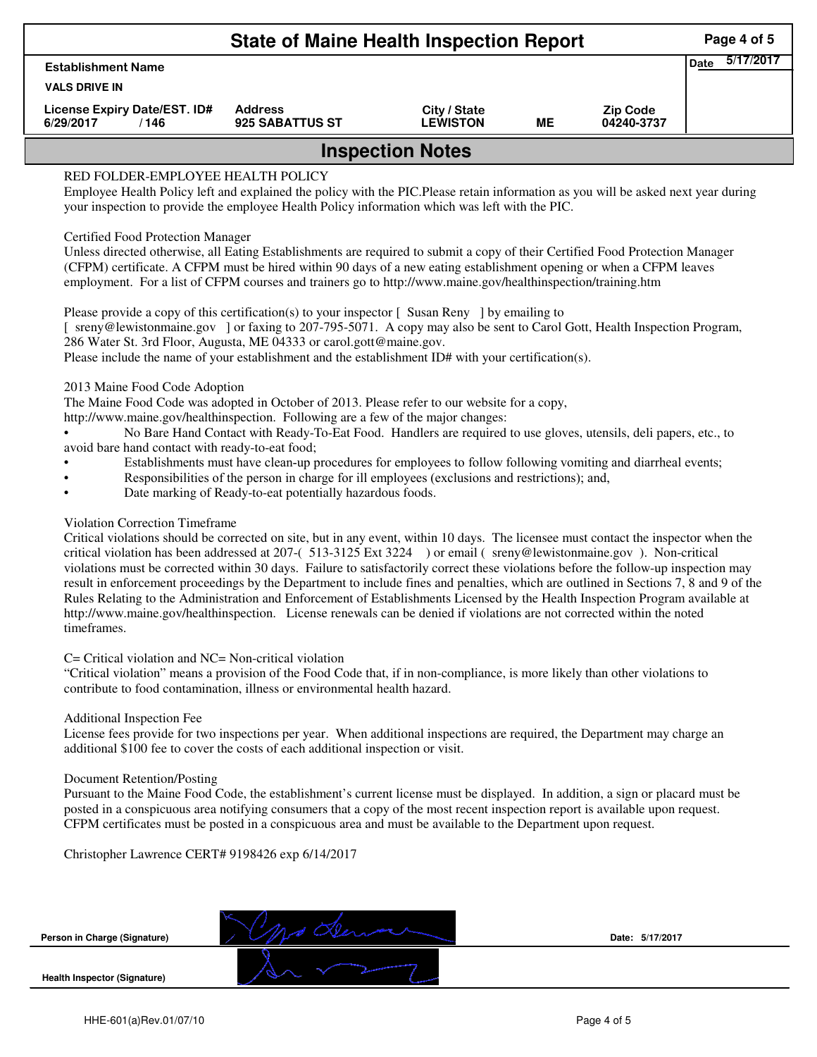# State of Maine Health Inspection Report

| Establishment Name | | | | | Date 5/17/2017 |
|---|---|---|---|---|---|
| VALS DRIVE IN | | | | | |
| License Expiry Date/EST. ID# | Address | City / State | | Zip Code | |
| 6/29/2017 / 146 | 925 SABATTUS ST | LEWISTON | ME | 04240-3737 | |

## Inspection Notes

RED FOLDER-EMPLOYEE HEALTH POLICY
Employee Health Policy left and explained the policy with the PIC.Please retain information as you will be asked next year during your inspection to provide the employee Health Policy information which was left with the PIC.

Certified Food Protection Manager
Unless directed otherwise, all Eating Establishments are required to submit a copy of their Certified Food Protection Manager (CFPM) certificate. A CFPM must be hired within 90 days of a new eating establishment opening or when a CFPM leaves employment. For a list of CFPM courses and trainers go to http://www.maine.gov/healthinspection/training.htm

Please provide a copy of this certification(s) to your inspector [ Susan Reny ] by emailing to [ sreny@lewistonmaine.gov ] or faxing to 207-795-5071. A copy may also be sent to Carol Gott, Health Inspection Program, 286 Water St. 3rd Floor, Augusta, ME 04333 or carol.gott@maine.gov.
Please include the name of your establishment and the establishment ID# with your certification(s).

2013 Maine Food Code Adoption
The Maine Food Code was adopted in October of 2013. Please refer to our website for a copy, http://www.maine.gov/healthinspection. Following are a few of the major changes:

- No Bare Hand Contact with Ready-To-Eat Food. Handlers are required to use gloves, utensils, deli papers, etc., to avoid bare hand contact with ready-to-eat food;
- Establishments must have clean-up procedures for employees to follow following vomiting and diarrheal events;
- Responsibilities of the person in charge for ill employees (exclusions and restrictions); and,
- Date marking of Ready-to-eat potentially hazardous foods.

Violation Correction Timeframe
Critical violations should be corrected on site, but in any event, within 10 days. The licensee must contact the inspector when the critical violation has been addressed at 207-( 513-3125 Ext 3224 ) or email ( sreny@lewistonmaine.gov ). Non-critical violations must be corrected within 30 days. Failure to satisfactorily correct these violations before the follow-up inspection may result in enforcement proceedings by the Department to include fines and penalties, which are outlined in Sections 7, 8 and 9 of the Rules Relating to the Administration and Enforcement of Establishments Licensed by the Health Inspection Program available at http://www.maine.gov/healthinspection. License renewals can be denied if violations are not corrected within the noted timeframes.

C= Critical violation and NC= Non-critical violation
"Critical violation" means a provision of the Food Code that, if in non-compliance, is more likely than other violations to contribute to food contamination, illness or environmental health hazard.

Additional Inspection Fee
License fees provide for two inspections per year. When additional inspections are required, the Department may charge an additional $100 fee to cover the costs of each additional inspection or visit.

Document Retention/Posting
Pursuant to the Maine Food Code, the establishment's current license must be displayed. In addition, a sign or placard must be posted in a conspicuous area notifying consumers that a copy of the most recent inspection report is available upon request. CFPM certificates must be posted in a conspicuous area and must be available to the Department upon request.

Christopher Lawrence CERT# 9198426 exp 6/14/2017

| | | |
|---|---|---|
| Person in Charge (Signature) | [signature] | Date: 5/17/2017 |
| Health Inspector (Signature) | [signature] | |

HHE-601(a)Rev.01/07/10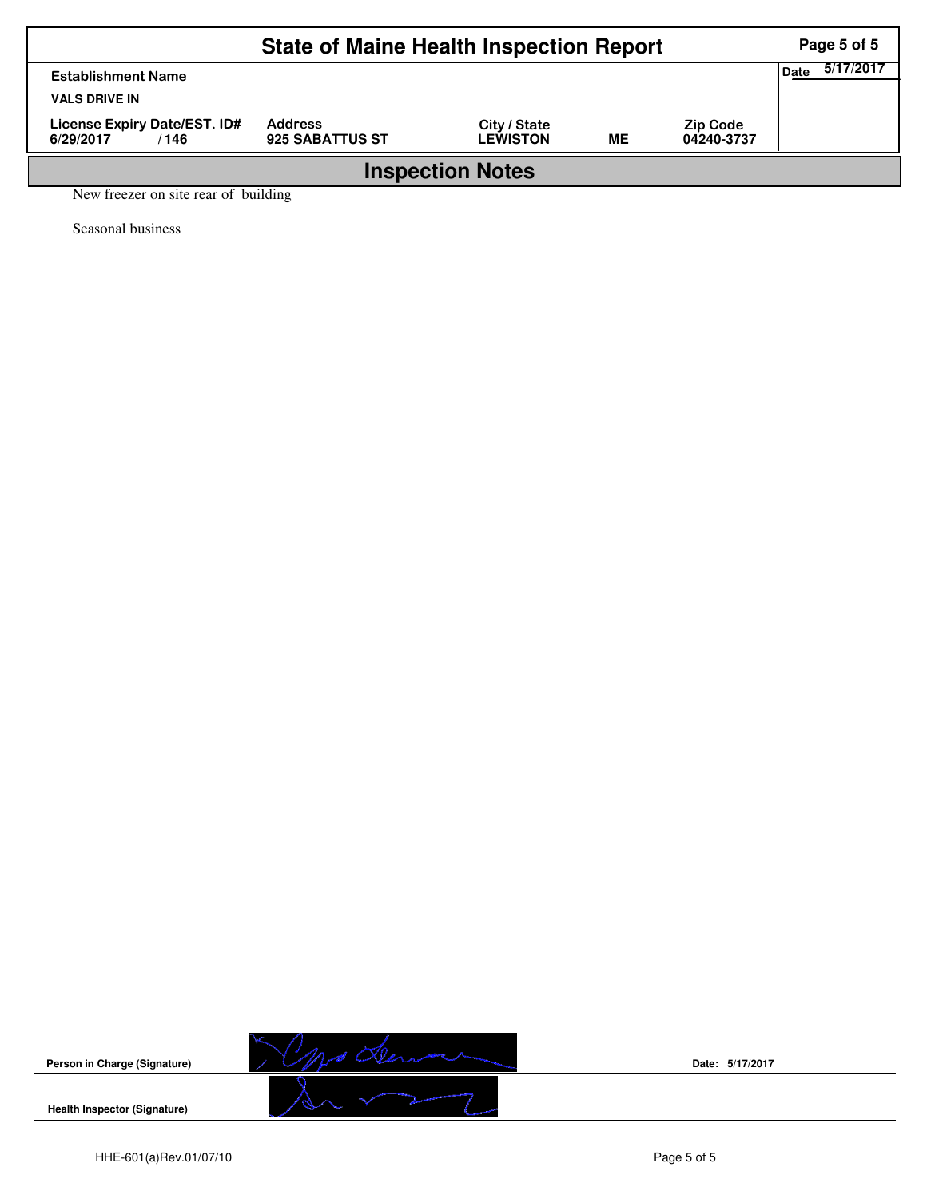# State of Maine Health Inspection Report

| Establishment Name | | | | | Date 5/17/2017 |
|---|---|---|---|---|---|
| VALS DRIVE IN | | | | | |
| License Expiry Date/EST. ID# | Address | City / State | | Zip Code | |
| 6/29/2017 / 146 | 925 SABATTUS ST | LEWISTON | ME | 04240-3737 | |

## Inspection Notes

New freezer on site rear of building

Seasonal business

**Person in Charge (Signature)** Date: 5/17/2017

**Health Inspector (Signature)**

HHE-601(a)Rev.01/07/10